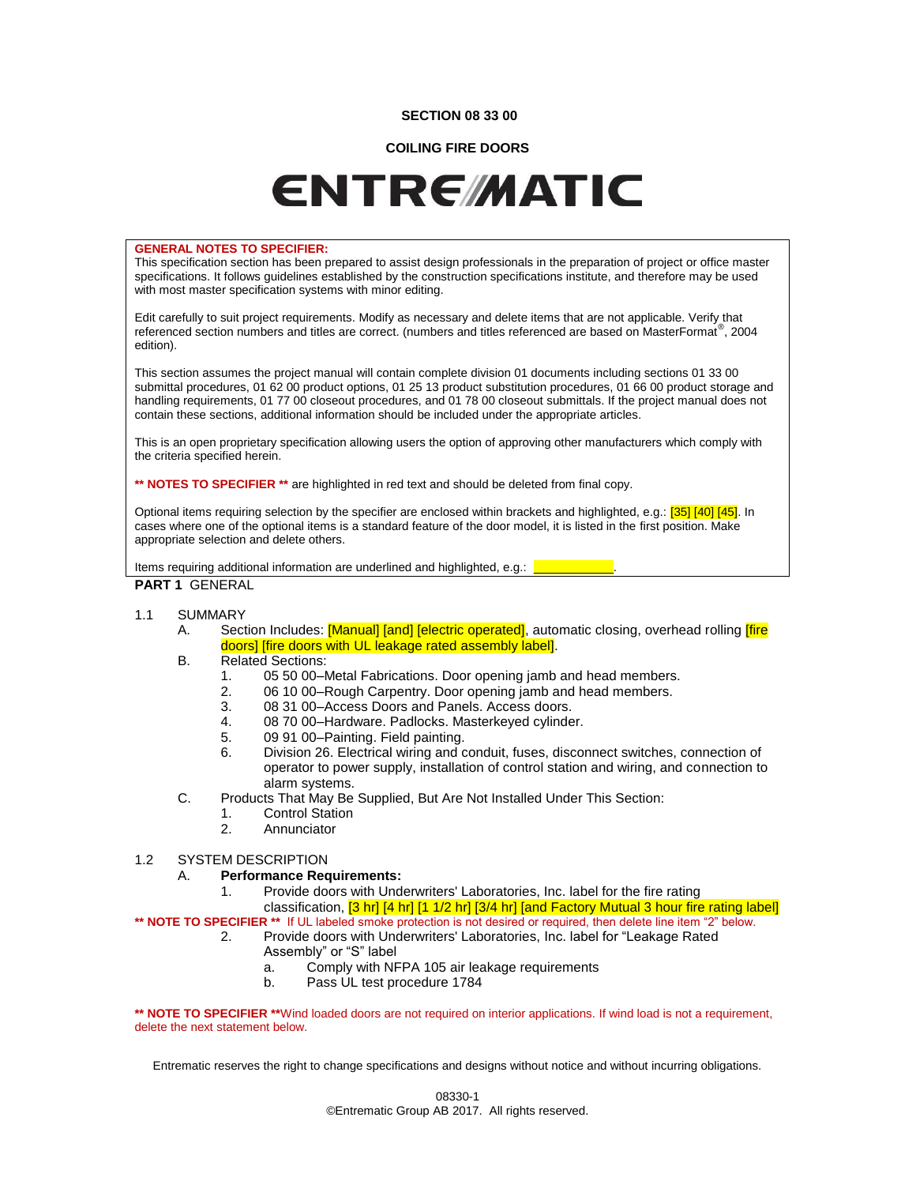**SECTION 08 33 00**

**COILING FIRE DOORS**

# ENTREMATIC

**GENERAL NOTES TO SPECIFIER:**

This specification section has been prepared to assist design professionals in the preparation of project or office master specifications. It follows guidelines established by the construction specifications institute, and therefore may be used with most master specification systems with minor editing.

Edit carefully to suit project requirements. Modify as necessary and delete items that are not applicable. Verify that referenced section numbers and titles are correct. (numbers and titles referenced are based on MasterFormat®, 2004 edition).

This section assumes the project manual will contain complete division 01 documents including sections 01 33 00 submittal procedures, 01 62 00 product options, 01 25 13 product substitution procedures, 01 66 00 product storage and handling requirements, 01 77 00 closeout procedures, and 01 78 00 closeout submittals. If the project manual does not contain these sections, additional information should be included under the appropriate articles.

This is an open proprietary specification allowing users the option of approving other manufacturers which comply with the criteria specified herein.

**\*\* NOTES TO SPECIFIER \*\*** are highlighted in red text and should be deleted from final copy.

Optional items requiring selection by the specifier are enclosed within brackets and highlighted, e.g.: [35] [40] [45]. In cases where one of the optional items is a standard feature of the door model, it is listed in the first position. Make appropriate selection and delete others.

Items requiring additional information are underlined and highlighted, e.g.: ____________.

## PART 1 GENERAL

1.1 SUMMARY

A. Section Includes: [Manual] [and] [electric operated], automatic closing, overhead rolling [fire doors] [fire doors with UL leakage rated assembly label].

B. Related Sections:
   1. 05 50 00–Metal Fabrications. Door opening jamb and head members.
   2. 06 10 00–Rough Carpentry. Door opening jamb and head members.
   3. 08 31 00–Access Doors and Panels. Access doors.
   4. 08 70 00–Hardware. Padlocks. Masterkeyed cylinder.
   5. 09 91 00–Painting. Field painting.
   6. Division 26. Electrical wiring and conduit, fuses, disconnect switches, connection of operator to power supply, installation of control station and wiring, and connection to alarm systems.

C. Products That May Be Supplied, But Are Not Installed Under This Section:
   1. Control Station
   2. Annunciator

1.2 SYSTEM DESCRIPTION

A. **Performance Requirements:**
   1. Provide doors with Underwriters' Laboratories, Inc. label for the fire rating classification, [3 hr] [4 hr] [1 1/2 hr] [3/4 hr] [and Factory Mutual 3 hour fire rating label]

**\*\* NOTE TO SPECIFIER \*\*** If UL labeled smoke protection is not desired or required, then delete line item "2" below.

   2. Provide doors with Underwriters' Laboratories, Inc. label for "Leakage Rated Assembly" or "S" label
      a. Comply with NFPA 105 air leakage requirements
      b. Pass UL test procedure 1784

**\*\* NOTE TO SPECIFIER \*\***Wind loaded doors are not required on interior applications. If wind load is not a requirement, delete the next statement below.

Entrematic reserves the right to change specifications and designs without notice and without incurring obligations.

©Entrematic Group AB 2017. All rights reserved.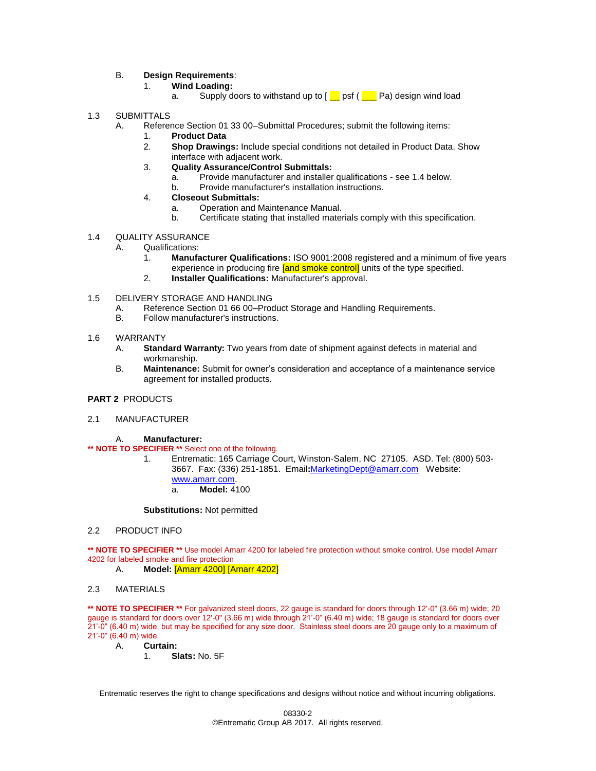B. **Design Requirements**:

1. **Wind Loading:**
   a. Supply doors to withstand up to [ __ psf ( ___ Pa) design wind load

1.3 SUBMITTALS

A. Reference Section 01 33 00–Submittal Procedures; submit the following items:

1. **Product Data**
2. **Shop Drawings:** Include special conditions not detailed in Product Data. Show interface with adjacent work.
3. **Quality Assurance/Control Submittals:**
   a. Provide manufacturer and installer qualifications - see 1.4 below.
   b. Provide manufacturer's installation instructions.
4. **Closeout Submittals:**
   a. Operation and Maintenance Manual.
   b. Certificate stating that installed materials comply with this specification.

1.4 QUALITY ASSURANCE

A. Qualifications:

1. **Manufacturer Qualifications:** ISO 9001:2008 registered and a minimum of five years experience in producing fire [and smoke control] units of the type specified.
2. **Installer Qualifications:** Manufacturer's approval.

1.5 DELIVERY STORAGE AND HANDLING

A. Reference Section 01 66 00–Product Storage and Handling Requirements.

B. Follow manufacturer's instructions.

1.6 WARRANTY

A. **Standard Warranty:** Two years from date of shipment against defects in material and workmanship.

B. **Maintenance:** Submit for owner's consideration and acceptance of a maintenance service agreement for installed products.

**PART 2** PRODUCTS

2.1 MANUFACTURER

A. **Manufacturer:**

**\*\* NOTE TO SPECIFIER \*\*** Select one of the following.

1. Entrematic: 165 Carriage Court, Winston-Salem, NC 27105. ASD. Tel: (800) 503-3667. Fax: (336) 251-1851. Email**:**MarketingDept@amarr.com Website: www.amarr.com.
   a. **Model:** 4100

**Substitutions:** Not permitted

2.2 PRODUCT INFO

**\*\* NOTE TO SPECIFIER \*\*** Use model Amarr 4200 for labeled fire protection without smoke control. Use model Amarr 4202 for labeled smoke and fire protection

A. **Model:** [Amarr 4200] [Amarr 4202]

2.3 MATERIALS

**\*\* NOTE TO SPECIFIER \*\*** For galvanized steel doors, 22 gauge is standard for doors through 12'-0" (3.66 m) wide; 20 gauge is standard for doors over 12'-0" (3.66 m) wide through 21'-0" (6.40 m) wide; 18 gauge is standard for doors over 21'-0" (6.40 m) wide, but may be specified for any size door. Stainless steel doors are 20 gauge only to a maximum of 21'-0" (6.40 m) wide.

A. **Curtain:**

1. **Slats:** No. 5F

Entrematic reserves the right to change specifications and designs without notice and without incurring obligations.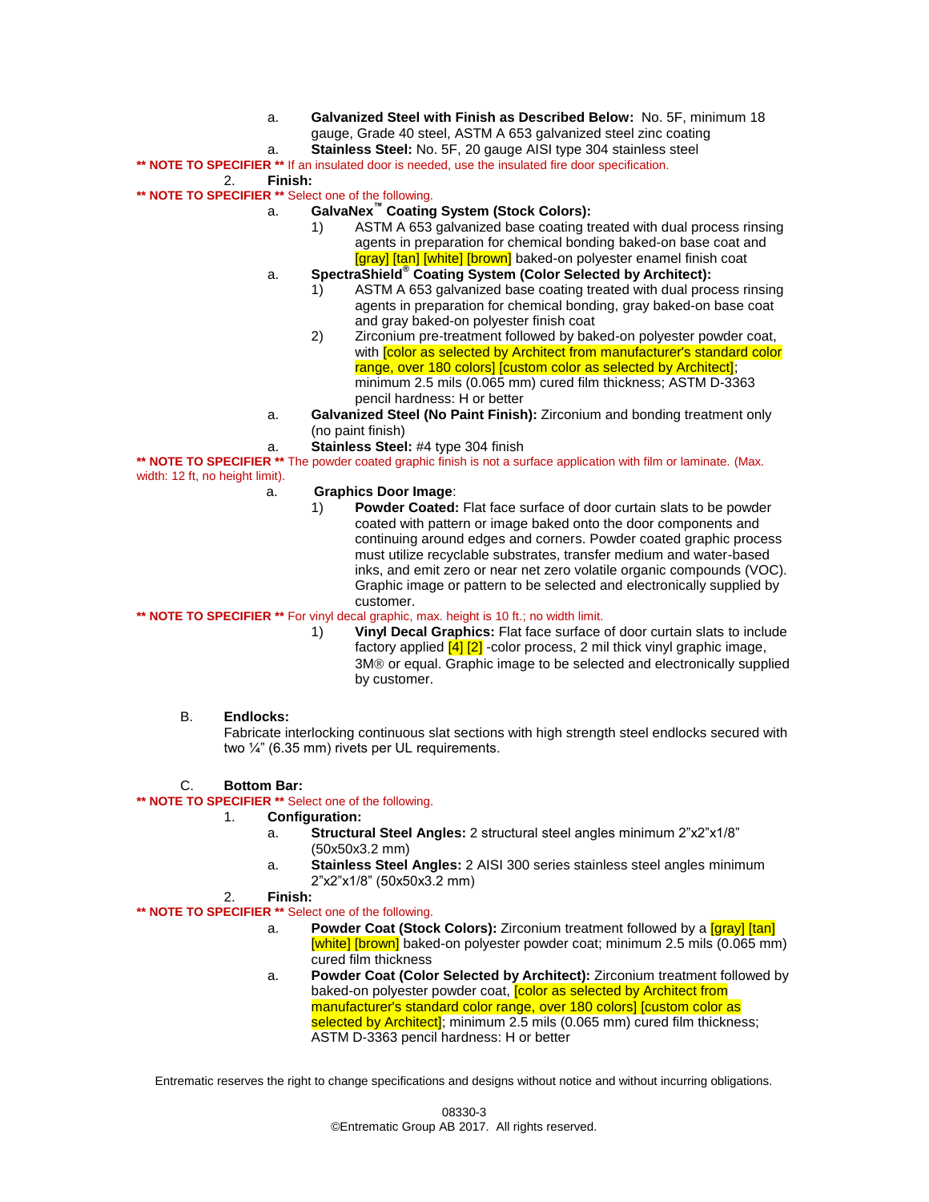a. **Galvanized Steel with Finish as Described Below:** No. 5F, minimum 18 gauge, Grade 40 steel, ASTM A 653 galvanized steel zinc coating

a. **Stainless Steel:** No. 5F, 20 gauge AISI type 304 stainless steel

**** NOTE TO SPECIFIER **** If an insulated door is needed, use the insulated fire door specification.

2. **Finish:**

**** NOTE TO SPECIFIER **** Select one of the following.

a. **GalvaNex™ Coating System (Stock Colors):**
   1) ASTM A 653 galvanized base coating treated with dual process rinsing agents in preparation for chemical bonding baked-on base coat and [gray] [tan] [white] [brown] baked-on polyester enamel finish coat

a. **SpectraShield® Coating System (Color Selected by Architect):**
   1) ASTM A 653 galvanized base coating treated with dual process rinsing agents in preparation for chemical bonding, gray baked-on base coat and gray baked-on polyester finish coat
   2) Zirconium pre-treatment followed by baked-on polyester powder coat, with [color as selected by Architect from manufacturer's standard color range, over 180 colors] [custom color as selected by Architect]; minimum 2.5 mils (0.065 mm) cured film thickness; ASTM D-3363 pencil hardness: H or better

a. **Galvanized Steel (No Paint Finish):** Zirconium and bonding treatment only (no paint finish)

a. **Stainless Steel:** #4 type 304 finish

**** NOTE TO SPECIFIER **** The powder coated graphic finish is not a surface application with film or laminate. (Max. width: 12 ft, no height limit).

a. **Graphics Door Image**:
   1) **Powder Coated:** Flat face surface of door curtain slats to be powder coated with pattern or image baked onto the door components and continuing around edges and corners. Powder coated graphic process must utilize recyclable substrates, transfer medium and water-based inks, and emit zero or near net zero volatile organic compounds (VOC). Graphic image or pattern to be selected and electronically supplied by customer.

**** NOTE TO SPECIFIER **** For vinyl decal graphic, max. height is 10 ft.; no width limit.

   1) **Vinyl Decal Graphics:** Flat face surface of door curtain slats to include factory applied [4] [2] -color process, 2 mil thick vinyl graphic image, 3M® or equal. Graphic image to be selected and electronically supplied by customer.

B. **Endlocks:**
Fabricate interlocking continuous slat sections with high strength steel endlocks secured with two ¼" (6.35 mm) rivets per UL requirements.

C. **Bottom Bar:**

**** NOTE TO SPECIFIER **** Select one of the following.

1. **Configuration:**
   a. **Structural Steel Angles:** 2 structural steel angles minimum 2"x2"x1/8" (50x50x3.2 mm)
   a. **Stainless Steel Angles:** 2 AISI 300 series stainless steel angles minimum 2"x2"x1/8" (50x50x3.2 mm)

2. **Finish:**

**** NOTE TO SPECIFIER **** Select one of the following.

   a. **Powder Coat (Stock Colors):** Zirconium treatment followed by a [gray] [tan] [white] [brown] baked-on polyester powder coat; minimum 2.5 mils (0.065 mm) cured film thickness
   a. **Powder Coat (Color Selected by Architect):** Zirconium treatment followed by baked-on polyester powder coat, [color as selected by Architect from manufacturer's standard color range, over 180 colors] [custom color as selected by Architect]; minimum 2.5 mils (0.065 mm) cured film thickness; ASTM D-3363 pencil hardness: H or better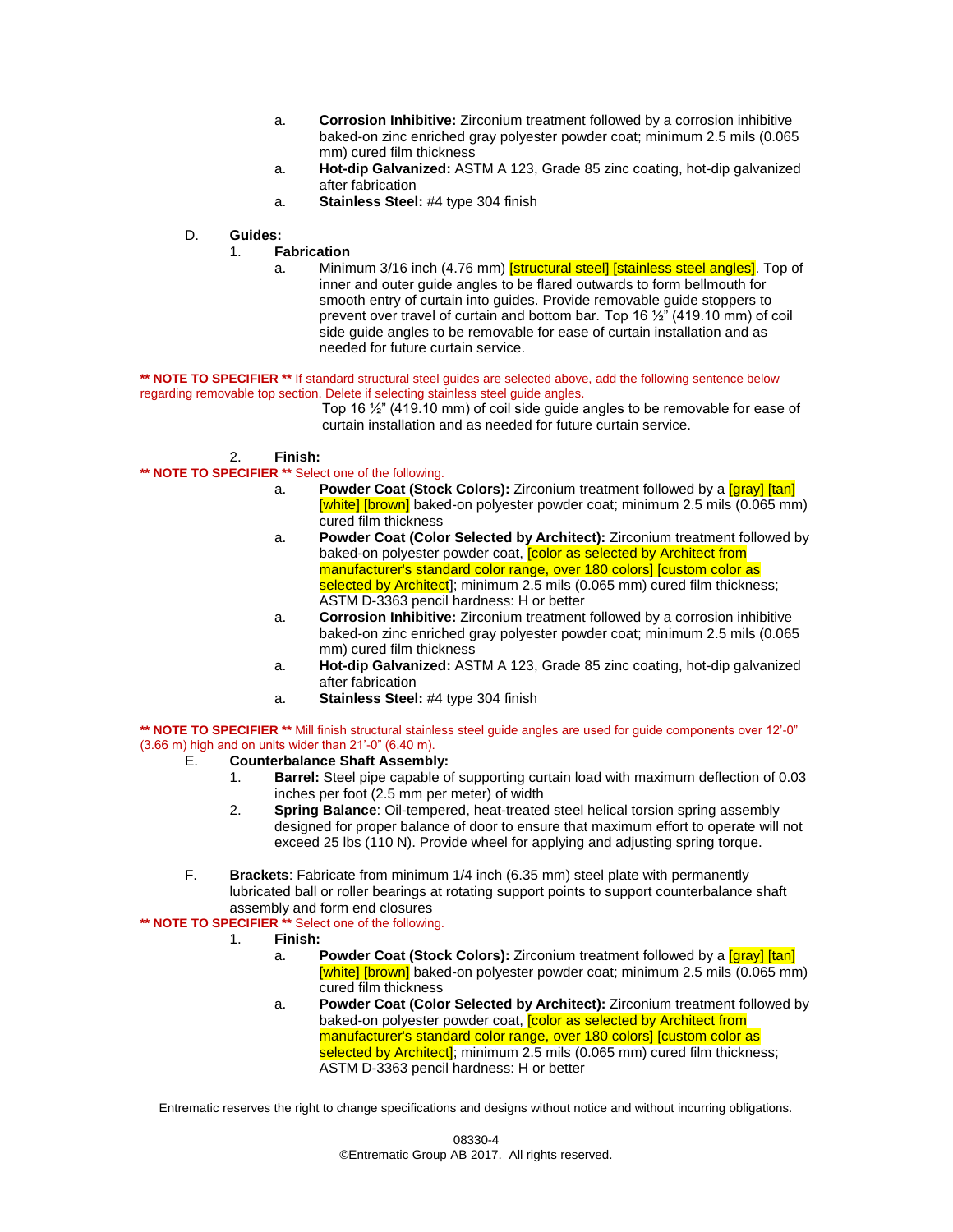a. **Corrosion Inhibitive:** Zirconium treatment followed by a corrosion inhibitive baked-on zinc enriched gray polyester powder coat; minimum 2.5 mils (0.065 mm) cured film thickness

a. **Hot-dip Galvanized:** ASTM A 123, Grade 85 zinc coating, hot-dip galvanized after fabrication

a. **Stainless Steel:** #4 type 304 finish

D. **Guides:**

1. **Fabrication**

a. Minimum 3/16 inch (4.76 mm) [structural steel] [stainless steel angles]. Top of inner and outer guide angles to be flared outwards to form bellmouth for smooth entry of curtain into guides. Provide removable guide stoppers to prevent over travel of curtain and bottom bar. Top 16 ½" (419.10 mm) of coil side guide angles to be removable for ease of curtain installation and as needed for future curtain service.

**\*\* NOTE TO SPECIFIER \*\*** If standard structural steel guides are selected above, add the following sentence below regarding removable top section. Delete if selecting stainless steel guide angles.

Top 16 ½" (419.10 mm) of coil side guide angles to be removable for ease of curtain installation and as needed for future curtain service.

2. **Finish:**

**\*\* NOTE TO SPECIFIER \*\*** Select one of the following.

a. **Powder Coat (Stock Colors):** Zirconium treatment followed by a [gray] [tan] [white] [brown] baked-on polyester powder coat; minimum 2.5 mils (0.065 mm) cured film thickness

a. **Powder Coat (Color Selected by Architect):** Zirconium treatment followed by baked-on polyester powder coat, [color as selected by Architect from manufacturer's standard color range, over 180 colors] [custom color as selected by Architect]; minimum 2.5 mils (0.065 mm) cured film thickness; ASTM D-3363 pencil hardness: H or better

a. **Corrosion Inhibitive:** Zirconium treatment followed by a corrosion inhibitive baked-on zinc enriched gray polyester powder coat; minimum 2.5 mils (0.065 mm) cured film thickness

a. **Hot-dip Galvanized:** ASTM A 123, Grade 85 zinc coating, hot-dip galvanized after fabrication

a. **Stainless Steel:** #4 type 304 finish

**\*\* NOTE TO SPECIFIER \*\*** Mill finish structural stainless steel guide angles are used for guide components over 12'-0" (3.66 m) high and on units wider than 21'-0" (6.40 m).

E. **Counterbalance Shaft Assembly:**

1. **Barrel:** Steel pipe capable of supporting curtain load with maximum deflection of 0.03 inches per foot (2.5 mm per meter) of width

2. **Spring Balance**: Oil-tempered, heat-treated steel helical torsion spring assembly designed for proper balance of door to ensure that maximum effort to operate will not exceed 25 lbs (110 N). Provide wheel for applying and adjusting spring torque.

F. **Brackets**: Fabricate from minimum 1/4 inch (6.35 mm) steel plate with permanently lubricated ball or roller bearings at rotating support points to support counterbalance shaft assembly and form end closures

**\*\* NOTE TO SPECIFIER \*\*** Select one of the following.

1. **Finish:**

a. **Powder Coat (Stock Colors):** Zirconium treatment followed by a [gray] [tan] [white] [brown] baked-on polyester powder coat; minimum 2.5 mils (0.065 mm) cured film thickness

a. **Powder Coat (Color Selected by Architect):** Zirconium treatment followed by baked-on polyester powder coat, [color as selected by Architect from manufacturer's standard color range, over 180 colors] [custom color as selected by Architect]; minimum 2.5 mils (0.065 mm) cured film thickness; ASTM D-3363 pencil hardness: H or better

Entrematic reserves the right to change specifications and designs without notice and without incurring obligations.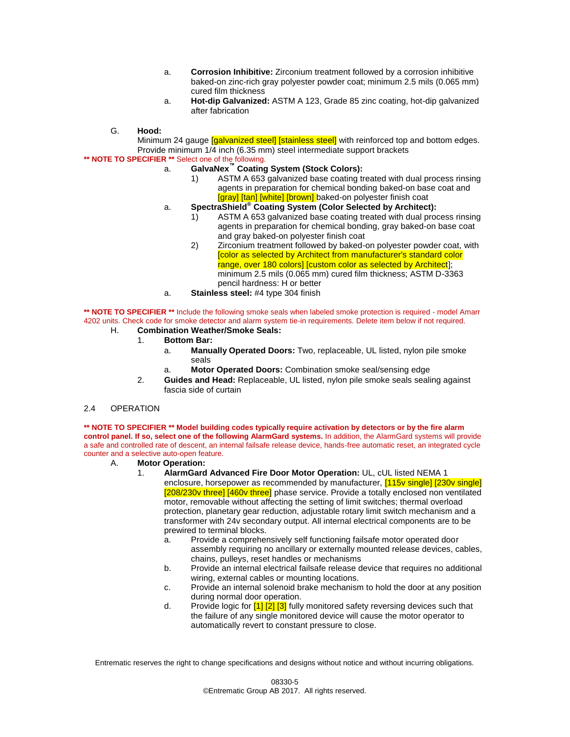a. **Corrosion Inhibitive:** Zirconium treatment followed by a corrosion inhibitive baked-on zinc-rich gray polyester powder coat; minimum 2.5 mils (0.065 mm) cured film thickness

a. **Hot-dip Galvanized:** ASTM A 123, Grade 85 zinc coating, hot-dip galvanized after fabrication

G. **Hood:**
Minimum 24 gauge [galvanized steel] [stainless steel] with reinforced top and bottom edges. Provide minimum 1/4 inch (6.35 mm) steel intermediate support brackets

**** NOTE TO SPECIFIER **** Select one of the following.

a. **GalvaNex™ Coating System (Stock Colors):**
   1) ASTM A 653 galvanized base coating treated with dual process rinsing agents in preparation for chemical bonding baked-on base coat and [gray] [tan] [white] [brown] baked-on polyester finish coat

a. **SpectraShield® Coating System (Color Selected by Architect):**
   1) ASTM A 653 galvanized base coating treated with dual process rinsing agents in preparation for chemical bonding, gray baked-on base coat and gray baked-on polyester finish coat
   2) Zirconium treatment followed by baked-on polyester powder coat, with [color as selected by Architect from manufacturer's standard color range, over 180 colors] [custom color as selected by Architect]; minimum 2.5 mils (0.065 mm) cured film thickness; ASTM D-3363 pencil hardness: H or better

a. **Stainless steel:** #4 type 304 finish

**** NOTE TO SPECIFIER **** Include the following smoke seals when labeled smoke protection is required - model Amarr 4202 units. Check code for smoke detector and alarm system tie-in requirements. Delete item below if not required.

H. **Combination Weather/Smoke Seals:**
   1. **Bottom Bar:**
      a. **Manually Operated Doors:** Two, replaceable, UL listed, nylon pile smoke seals
      a. **Motor Operated Doors:** Combination smoke seal/sensing edge
   2. **Guides and Head:** Replaceable, UL listed, nylon pile smoke seals sealing against fascia side of curtain

## 2.4 OPERATION

**** NOTE TO SPECIFIER **** **Model building codes typically require activation by detectors or by the fire alarm control panel. If so, select one of the following AlarmGard systems.** In addition, the AlarmGard systems will provide a safe and controlled rate of descent, an internal failsafe release device, hands-free automatic reset, an integrated cycle counter and a selective auto-open feature.

A. **Motor Operation:**
   1. **AlarmGard Advanced Fire Door Motor Operation:** UL, cUL listed NEMA 1 enclosure, horsepower as recommended by manufacturer, [115v single] [230v single] [208/230v three] [460v three] phase service. Provide a totally enclosed non ventilated motor, removable without affecting the setting of limit switches; thermal overload protection, planetary gear reduction, adjustable rotary limit switch mechanism and a transformer with 24v secondary output. All internal electrical components are to be prewired to terminal blocks.
      a. Provide a comprehensively self functioning failsafe motor operated door assembly requiring no ancillary or externally mounted release devices, cables, chains, pulleys, reset handles or mechanisms
      b. Provide an internal electrical failsafe release device that requires no additional wiring, external cables or mounting locations.
      c. Provide an internal solenoid brake mechanism to hold the door at any position during normal door operation.
      d. Provide logic for [1] [2] [3] fully monitored safety reversing devices such that the failure of any single monitored device will cause the motor operator to automatically revert to constant pressure to close.

Entrematic reserves the right to change specifications and designs without notice and without incurring obligations.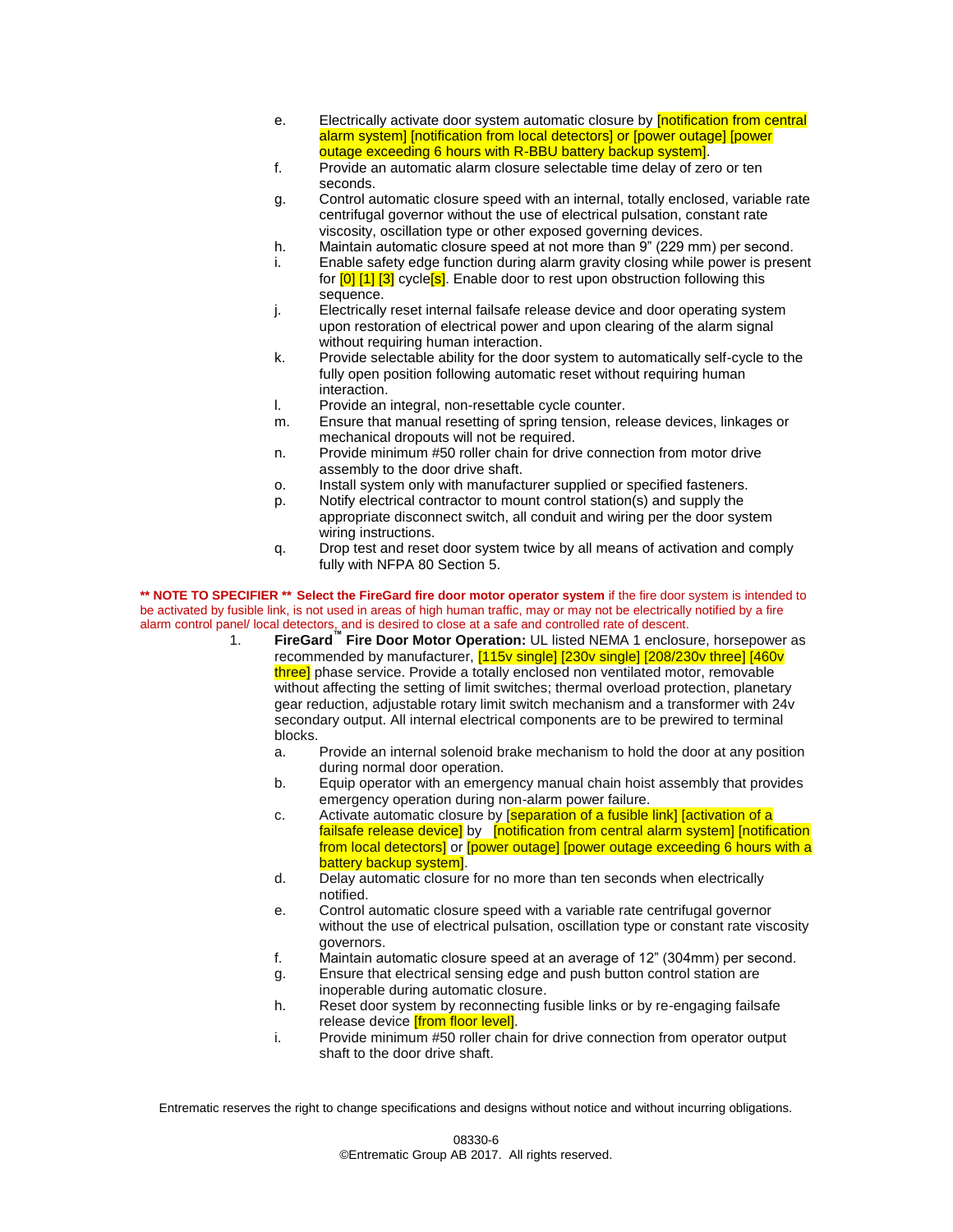e. Electrically activate door system automatic closure by [notification from central alarm system] [notification from local detectors] or [power outage] [power outage exceeding 6 hours with R-BBU battery backup system].

f. Provide an automatic alarm closure selectable time delay of zero or ten seconds.

g. Control automatic closure speed with an internal, totally enclosed, variable rate centrifugal governor without the use of electrical pulsation, constant rate viscosity, oscillation type or other exposed governing devices.

h. Maintain automatic closure speed at not more than 9" (229 mm) per second.

i. Enable safety edge function during alarm gravity closing while power is present for [0] [1] [3] cycle[s]. Enable door to rest upon obstruction following this sequence.

j. Electrically reset internal failsafe release device and door operating system upon restoration of electrical power and upon clearing of the alarm signal without requiring human interaction.

k. Provide selectable ability for the door system to automatically self-cycle to the fully open position following automatic reset without requiring human interaction.

l. Provide an integral, non-resettable cycle counter.

m. Ensure that manual resetting of spring tension, release devices, linkages or mechanical dropouts will not be required.

n. Provide minimum #50 roller chain for drive connection from motor drive assembly to the door drive shaft.

o. Install system only with manufacturer supplied or specified fasteners.

p. Notify electrical contractor to mount control station(s) and supply the appropriate disconnect switch, all conduit and wiring per the door system wiring instructions.

q. Drop test and reset door system twice by all means of activation and comply fully with NFPA 80 Section 5.

**\*\* NOTE TO SPECIFIER \*\* Select the FireGard fire door motor operator system** if the fire door system is intended to be activated by fusible link, is not used in areas of high human traffic, may or may not be electrically notified by a fire alarm control panel/ local detectors, and is desired to close at a safe and controlled rate of descent.

1. **FireGard™ Fire Door Motor Operation:** UL listed NEMA 1 enclosure, horsepower as recommended by manufacturer, [115v single] [230v single] [208/230v three] [460v three] phase service. Provide a totally enclosed non ventilated motor, removable without affecting the setting of limit switches; thermal overload protection, planetary gear reduction, adjustable rotary limit switch mechanism and a transformer with 24v secondary output. All internal electrical components are to be prewired to terminal blocks.

   a. Provide an internal solenoid brake mechanism to hold the door at any position during normal door operation.

   b. Equip operator with an emergency manual chain hoist assembly that provides emergency operation during non-alarm power failure.

   c. Activate automatic closure by [separation of a fusible link] [activation of a failsafe release device] by [notification from central alarm system] [notification from local detectors] or [power outage] [power outage exceeding 6 hours with a battery backup system].

   d. Delay automatic closure for no more than ten seconds when electrically notified.

   e. Control automatic closure speed with a variable rate centrifugal governor without the use of electrical pulsation, oscillation type or constant rate viscosity governors.

   f. Maintain automatic closure speed at an average of 12" (304mm) per second.

   g. Ensure that electrical sensing edge and push button control station are inoperable during automatic closure.

   h. Reset door system by reconnecting fusible links or by re-engaging failsafe release device [from floor level].

   i. Provide minimum #50 roller chain for drive connection from operator output shaft to the door drive shaft.

Entrematic reserves the right to change specifications and designs without notice and without incurring obligations.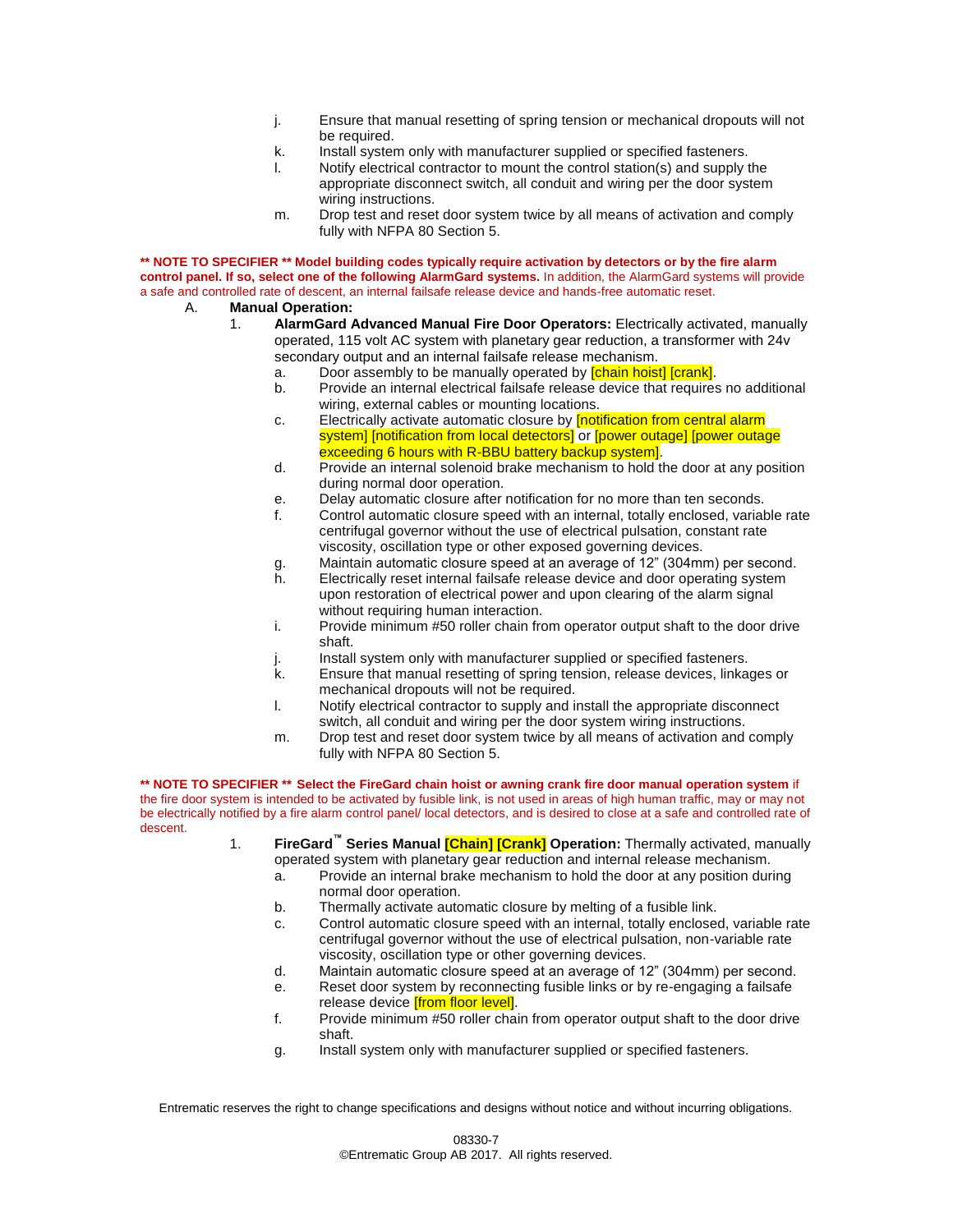j. Ensure that manual resetting of spring tension or mechanical dropouts will not be required.
k. Install system only with manufacturer supplied or specified fasteners.
l. Notify electrical contractor to mount the control station(s) and supply the appropriate disconnect switch, all conduit and wiring per the door system wiring instructions.
m. Drop test and reset door system twice by all means of activation and comply fully with NFPA 80 Section 5.

**\*\* NOTE TO SPECIFIER \*\* Model building codes typically require activation by detectors or by the fire alarm control panel. If so, select one of the following AlarmGard systems.** In addition, the AlarmGard systems will provide a safe and controlled rate of descent, an internal failsafe release device and hands-free automatic reset.

A. **Manual Operation:**

1. **AlarmGard Advanced Manual Fire Door Operators:** Electrically activated, manually operated, 115 volt AC system with planetary gear reduction, a transformer with 24v secondary output and an internal failsafe release mechanism.
   a. Door assembly to be manually operated by [chain hoist] [crank].
   b. Provide an internal electrical failsafe release device that requires no additional wiring, external cables or mounting locations.
   c. Electrically activate automatic closure by [notification from central alarm system] [notification from local detectors] or [power outage] [power outage exceeding 6 hours with R-BBU battery backup system].
   d. Provide an internal solenoid brake mechanism to hold the door at any position during normal door operation.
   e. Delay automatic closure after notification for no more than ten seconds.
   f. Control automatic closure speed with an internal, totally enclosed, variable rate centrifugal governor without the use of electrical pulsation, constant rate viscosity, oscillation type or other exposed governing devices.
   g. Maintain automatic closure speed at an average of 12" (304mm) per second.
   h. Electrically reset internal failsafe release device and door operating system upon restoration of electrical power and upon clearing of the alarm signal without requiring human interaction.
   i. Provide minimum #50 roller chain from operator output shaft to the door drive shaft.
   j. Install system only with manufacturer supplied or specified fasteners.
   k. Ensure that manual resetting of spring tension, release devices, linkages or mechanical dropouts will not be required.
   l. Notify electrical contractor to supply and install the appropriate disconnect switch, all conduit and wiring per the door system wiring instructions.
   m. Drop test and reset door system twice by all means of activation and comply fully with NFPA 80 Section 5.

**\*\* NOTE TO SPECIFIER \*\* Select the FireGard chain hoist or awning crank fire door manual operation system** if the fire door system is intended to be activated by fusible link, is not used in areas of high human traffic, may or may not be electrically notified by a fire alarm control panel/ local detectors, and is desired to close at a safe and controlled rate of descent.

1. **FireGard™ Series Manual [Chain] [Crank] Operation:** Thermally activated, manually operated system with planetary gear reduction and internal release mechanism.
   a. Provide an internal brake mechanism to hold the door at any position during normal door operation.
   b. Thermally activate automatic closure by melting of a fusible link.
   c. Control automatic closure speed with an internal, totally enclosed, variable rate centrifugal governor without the use of electrical pulsation, non-variable rate viscosity, oscillation type or other governing devices.
   d. Maintain automatic closure speed at an average of 12" (304mm) per second.
   e. Reset door system by reconnecting fusible links or by re-engaging a failsafe release device [from floor level].
   f. Provide minimum #50 roller chain from operator output shaft to the door drive shaft.
   g. Install system only with manufacturer supplied or specified fasteners.

Entrematic reserves the right to change specifications and designs without notice and without incurring obligations.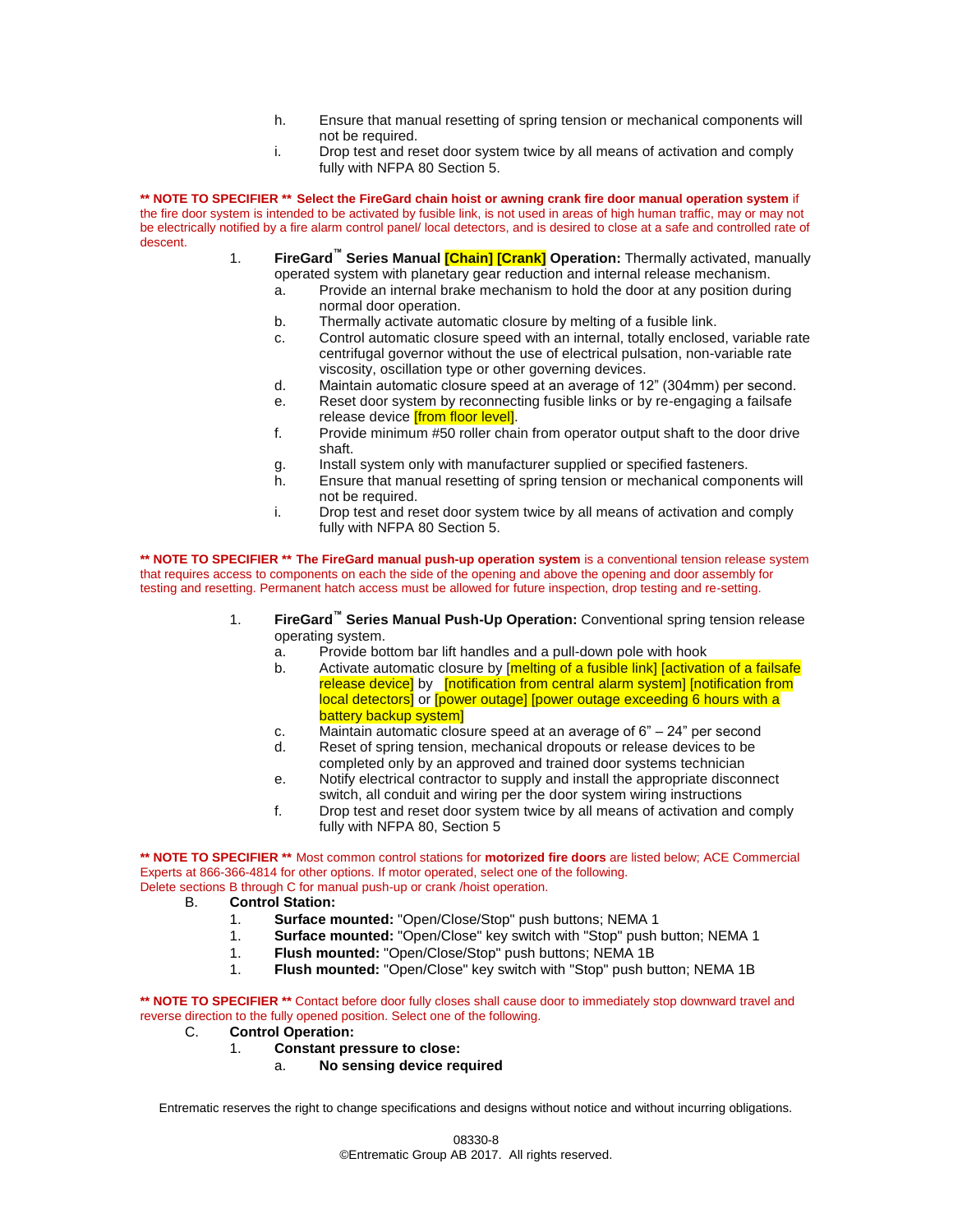h. Ensure that manual resetting of spring tension or mechanical components will not be required.

i. Drop test and reset door system twice by all means of activation and comply fully with NFPA 80 Section 5.

**\*\* NOTE TO SPECIFIER \*\* Select the FireGard chain hoist or awning crank fire door manual operation system** if the fire door system is intended to be activated by fusible link, is not used in areas of high human traffic, may or may not be electrically notified by a fire alarm control panel/ local detectors, and is desired to close at a safe and controlled rate of descent.

1. **FireGard™ Series Manual [Chain] [Crank] Operation:** Thermally activated, manually operated system with planetary gear reduction and internal release mechanism.
   a. Provide an internal brake mechanism to hold the door at any position during normal door operation.
   b. Thermally activate automatic closure by melting of a fusible link.
   c. Control automatic closure speed with an internal, totally enclosed, variable rate centrifugal governor without the use of electrical pulsation, non-variable rate viscosity, oscillation type or other governing devices.
   d. Maintain automatic closure speed at an average of 12” (304mm) per second.
   e. Reset door system by reconnecting fusible links or by re-engaging a failsafe release device [from floor level].
   f. Provide minimum #50 roller chain from operator output shaft to the door drive shaft.
   g. Install system only with manufacturer supplied or specified fasteners.
   h. Ensure that manual resetting of spring tension or mechanical components will not be required.
   i. Drop test and reset door system twice by all means of activation and comply fully with NFPA 80 Section 5.

**\*\* NOTE TO SPECIFIER \*\* The FireGard manual push-up operation system** is a conventional tension release system that requires access to components on each the side of the opening and above the opening and door assembly for testing and resetting. Permanent hatch access must be allowed for future inspection, drop testing and re-setting.

1. **FireGard™ Series Manual Push-Up Operation:** Conventional spring tension release operating system.
   a. Provide bottom bar lift handles and a pull-down pole with hook
   b. Activate automatic closure by [melting of a fusible link] [activation of a failsafe release device] by [notification from central alarm system] [notification from local detectors] or [power outage] [power outage exceeding 6 hours with a battery backup system]
   c. Maintain automatic closure speed at an average of 6” – 24” per second
   d. Reset of spring tension, mechanical dropouts or release devices to be completed only by an approved and trained door systems technician
   e. Notify electrical contractor to supply and install the appropriate disconnect switch, all conduit and wiring per the door system wiring instructions
   f. Drop test and reset door system twice by all means of activation and comply fully with NFPA 80, Section 5

**\*\* NOTE TO SPECIFIER \*\*** Most common control stations for **motorized fire doors** are listed below; ACE Commercial Experts at 866-366-4814 for other options. If motor operated, select one of the following. Delete sections B through C for manual push-up or crank /hoist operation.

B. **Control Station:**
   1. **Surface mounted:** "Open/Close/Stop" push buttons; NEMA 1
   1. **Surface mounted:** "Open/Close" key switch with "Stop" push button; NEMA 1
   1. **Flush mounted:** "Open/Close/Stop" push buttons; NEMA 1B
   1. **Flush mounted:** "Open/Close" key switch with "Stop" push button; NEMA 1B

**\*\* NOTE TO SPECIFIER \*\*** Contact before door fully closes shall cause door to immediately stop downward travel and reverse direction to the fully opened position. Select one of the following.

C. **Control Operation:**
   1. **Constant pressure to close:**
      a. **No sensing device required**

Entrematic reserves the right to change specifications and designs without notice and without incurring obligations.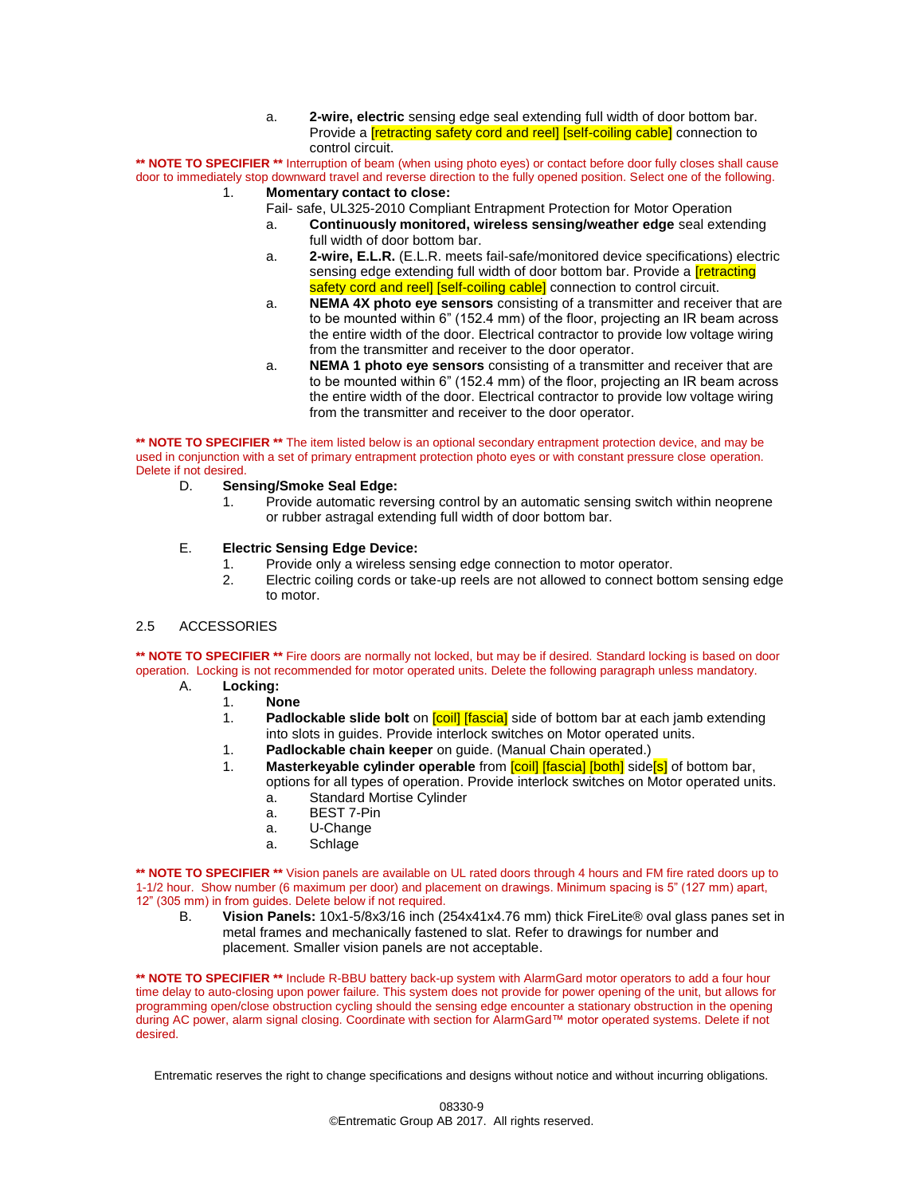a. **2-wire, electric** sensing edge seal extending full width of door bottom bar. Provide a [retracting safety cord and reel] [self-coiling cable] connection to control circuit.

**** NOTE TO SPECIFIER **** Interruption of beam (when using photo eyes) or contact before door fully closes shall cause door to immediately stop downward travel and reverse direction to the fully opened position. Select one of the following.

1. **Momentary contact to close:**

   Fail- safe, UL325-2010 Compliant Entrapment Protection for Motor Operation

   a. **Continuously monitored, wireless sensing/weather edge** seal extending full width of door bottom bar.

   a. **2-wire, E.L.R.** (E.L.R. meets fail-safe/monitored device specifications) electric sensing edge extending full width of door bottom bar. Provide a [retracting safety cord and reel] [self-coiling cable] connection to control circuit.

   a. **NEMA 4X photo eye sensors** consisting of a transmitter and receiver that are to be mounted within 6" (152.4 mm) of the floor, projecting an IR beam across the entire width of the door. Electrical contractor to provide low voltage wiring from the transmitter and receiver to the door operator.

   a. **NEMA 1 photo eye sensors** consisting of a transmitter and receiver that are to be mounted within 6" (152.4 mm) of the floor, projecting an IR beam across the entire width of the door. Electrical contractor to provide low voltage wiring from the transmitter and receiver to the door operator.

**** NOTE TO SPECIFIER **** The item listed below is an optional secondary entrapment protection device, and may be used in conjunction with a set of primary entrapment protection photo eyes or with constant pressure close operation. Delete if not desired.

D. **Sensing/Smoke Seal Edge:**

   1. Provide automatic reversing control by an automatic sensing switch within neoprene or rubber astragal extending full width of door bottom bar.

E. **Electric Sensing Edge Device:**

   1. Provide only a wireless sensing edge connection to motor operator.
   2. Electric coiling cords or take-up reels are not allowed to connect bottom sensing edge to motor.

## 2.5 ACCESSORIES

**** NOTE TO SPECIFIER **** Fire doors are normally not locked, but may be if desired. Standard locking is based on door operation. Locking is not recommended for motor operated units. Delete the following paragraph unless mandatory.

A. **Locking:**

   1. **None**
   1. **Padlockable slide bolt** on [coil] [fascia] side of bottom bar at each jamb extending into slots in guides. Provide interlock switches on Motor operated units.
   1. **Padlockable chain keeper** on guide. (Manual Chain operated.)
   1. **Masterkeyable cylinder operable** from [coil] [fascia] [both] side[s] of bottom bar, options for all types of operation. Provide interlock switches on Motor operated units.

      a. Standard Mortise Cylinder
      a. BEST 7-Pin
      a. U-Change
      a. Schlage

**** NOTE TO SPECIFIER **** Vision panels are available on UL rated doors through 4 hours and FM fire rated doors up to 1-1/2 hour. Show number (6 maximum per door) and placement on drawings. Minimum spacing is 5" (127 mm) apart, 12" (305 mm) in from guides. Delete below if not required.

B. **Vision Panels:** 10x1-5/8x3/16 inch (254x41x4.76 mm) thick FireLite® oval glass panes set in metal frames and mechanically fastened to slat. Refer to drawings for number and placement. Smaller vision panels are not acceptable.

**** NOTE TO SPECIFIER **** Include R-BBU battery back-up system with AlarmGard motor operators to add a four hour time delay to auto-closing upon power failure. This system does not provide for power opening of the unit, but allows for programming open/close obstruction cycling should the sensing edge encounter a stationary obstruction in the opening during AC power, alarm signal closing. Coordinate with section for AlarmGard™ motor operated systems. Delete if not desired.

Entrematic reserves the right to change specifications and designs without notice and without incurring obligations.

08330-9

©Entrematic Group AB 2017. All rights reserved.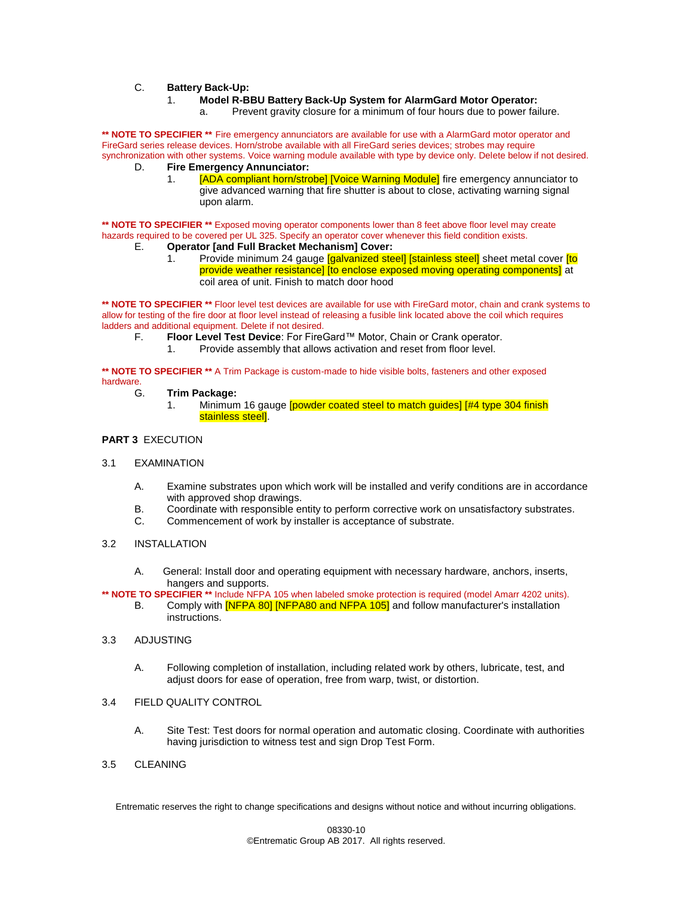C. **Battery Back-Up:**

1. **Model R-BBU Battery Back-Up System for AlarmGard Motor Operator:**
    a. Prevent gravity closure for a minimum of four hours due to power failure.

**\*\* NOTE TO SPECIFIER \*\*** Fire emergency annunciators are available for use with a AlarmGard motor operator and FireGard series release devices. Horn/strobe available with all FireGard series devices; strobes may require synchronization with other systems. Voice warning module available with type by device only. Delete below if not desired.

D. **Fire Emergency Annunciator:**

1. [ADA compliant horn/strobe] [Voice Warning Module] fire emergency annunciator to give advanced warning that fire shutter is about to close, activating warning signal upon alarm.

**\*\* NOTE TO SPECIFIER \*\*** Exposed moving operator components lower than 8 feet above floor level may create hazards required to be covered per UL 325. Specify an operator cover whenever this field condition exists.

E. **Operator [and Full Bracket Mechanism] Cover:**

1. Provide minimum 24 gauge [galvanized steel] [stainless steel] sheet metal cover [to provide weather resistance] [to enclose exposed moving operating components] at coil area of unit. Finish to match door hood

**\*\* NOTE TO SPECIFIER \*\*** Floor level test devices are available for use with FireGard motor, chain and crank systems to allow for testing of the fire door at floor level instead of releasing a fusible link located above the coil which requires ladders and additional equipment. Delete if not desired.

F. **Floor Level Test Device**: For FireGard™ Motor, Chain or Crank operator.

1. Provide assembly that allows activation and reset from floor level.

**\*\* NOTE TO SPECIFIER \*\*** A Trim Package is custom-made to hide visible bolts, fasteners and other exposed hardware.

G. **Trim Package:**

1. Minimum 16 gauge [powder coated steel to match guides] [#4 type 304 finish stainless steel].

## PART 3 EXECUTION

### 3.1 EXAMINATION

A. Examine substrates upon which work will be installed and verify conditions are in accordance with approved shop drawings.

B. Coordinate with responsible entity to perform corrective work on unsatisfactory substrates.

C. Commencement of work by installer is acceptance of substrate.

### 3.2 INSTALLATION

A. General: Install door and operating equipment with necessary hardware, anchors, inserts, hangers and supports.

**\*\* NOTE TO SPECIFIER \*\*** Include NFPA 105 when labeled smoke protection is required (model Amarr 4202 units).

B. Comply with [NFPA 80] [NFPA80 and NFPA 105] and follow manufacturer's installation instructions.

### 3.3 ADJUSTING

A. Following completion of installation, including related work by others, lubricate, test, and adjust doors for ease of operation, free from warp, twist, or distortion.

### 3.4 FIELD QUALITY CONTROL

A. Site Test: Test doors for normal operation and automatic closing. Coordinate with authorities having jurisdiction to witness test and sign Drop Test Form.

### 3.5 CLEANING

Entrematic reserves the right to change specifications and designs without notice and without incurring obligations.

©Entrematic Group AB 2017. All rights reserved.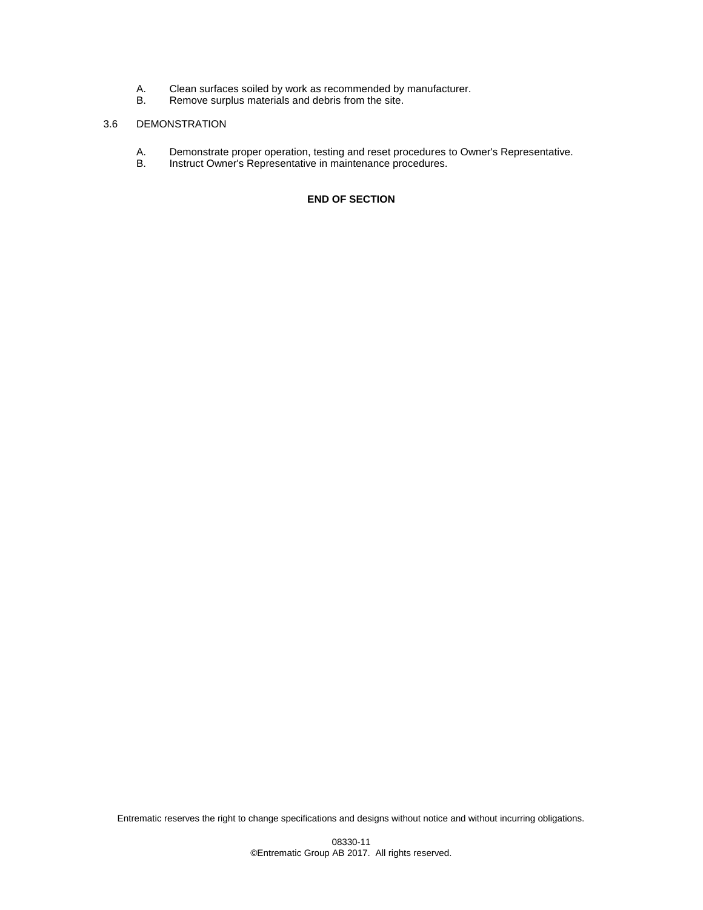A. Clean surfaces soiled by work as recommended by manufacturer.
B. Remove surplus materials and debris from the site.

## 3.6 DEMONSTRATION

A. Demonstrate proper operation, testing and reset procedures to Owner's Representative.
B. Instruct Owner's Representative in maintenance procedures.

**END OF SECTION**

Entrematic reserves the right to change specifications and designs without notice and without incurring obligations.